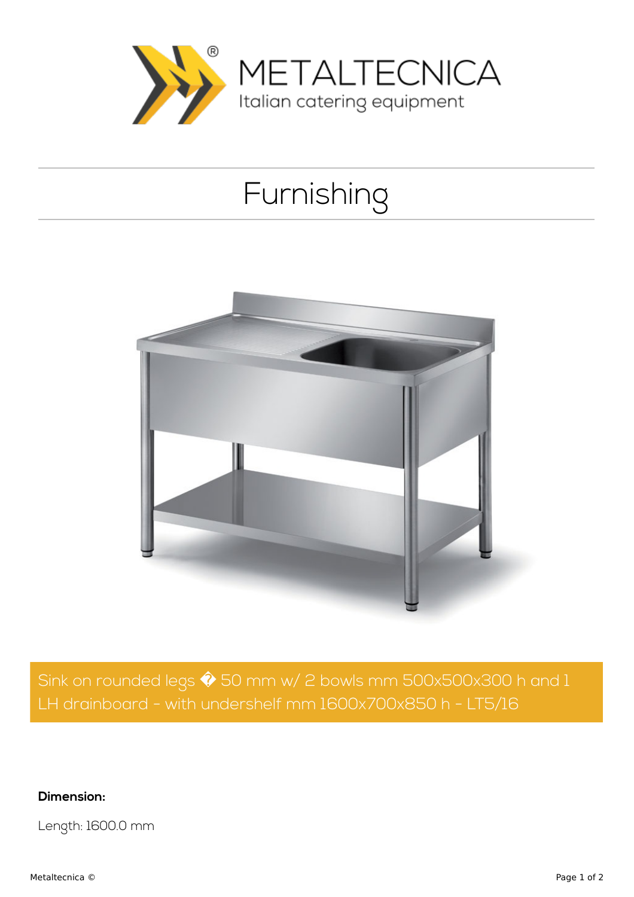METALTECNICA

Italian catering equipment

# Furnishing

## Sink on rounded legs � 50 mm w/ 2 bowls mm 500x500x300 h and 1 LH drainboard - with undershelf mm 1600x700x850 h - LT5/16

**Dimension:**

Length: 1600.0 mm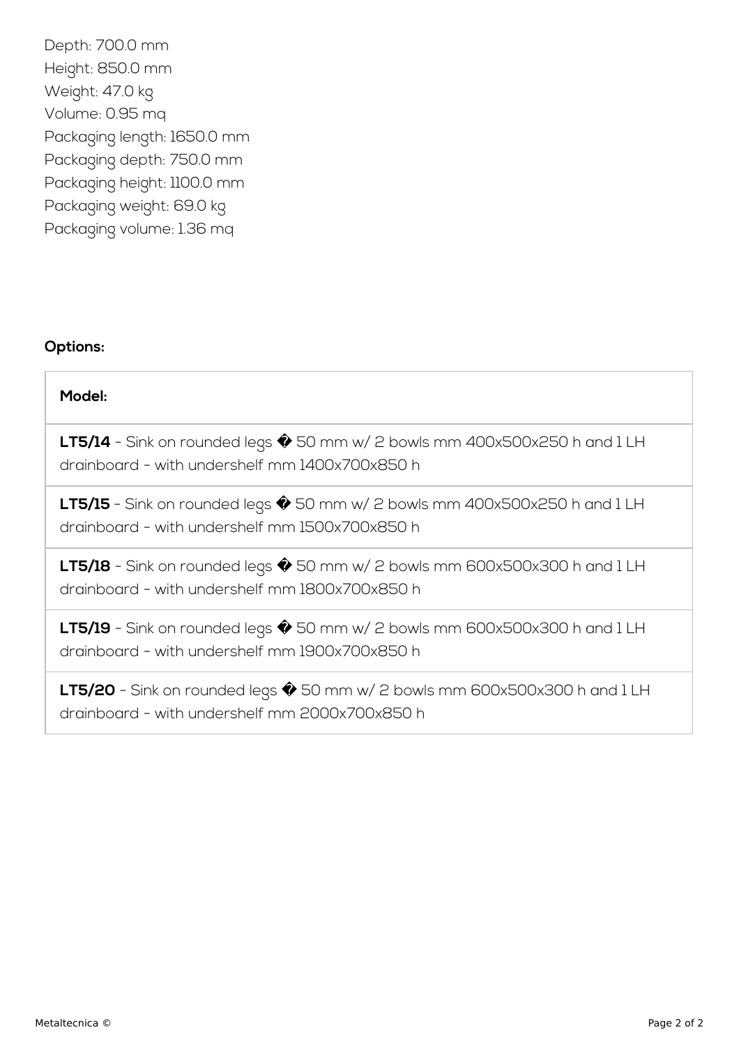Depth: 700.0 mm
Height: 850.0 mm
Weight: 47.0 kg
Volume: 0.95 mq
Packaging length: 1650.0 mm
Packaging depth: 750.0 mm
Packaging height: 1100.0 mm
Packaging weight: 69.0 kg
Packaging volume: 1.36 mq

**Options:**

| **Model:** |
| --- |
| **LT5/14** - Sink on rounded legs � 50 mm w/ 2 bowls mm 400x500x250 h and 1 LH drainboard - with undershelf mm 1400x700x850 h |
| **LT5/15** - Sink on rounded legs � 50 mm w/ 2 bowls mm 400x500x250 h and 1 LH drainboard - with undershelf mm 1500x700x850 h |
| **LT5/18** - Sink on rounded legs � 50 mm w/ 2 bowls mm 600x500x300 h and 1 LH drainboard - with undershelf mm 1800x700x850 h |
| **LT5/19** - Sink on rounded legs � 50 mm w/ 2 bowls mm 600x500x300 h and 1 LH drainboard - with undershelf mm 1900x700x850 h |
| **LT5/20** - Sink on rounded legs � 50 mm w/ 2 bowls mm 600x500x300 h and 1 LH drainboard - with undershelf mm 2000x700x850 h |